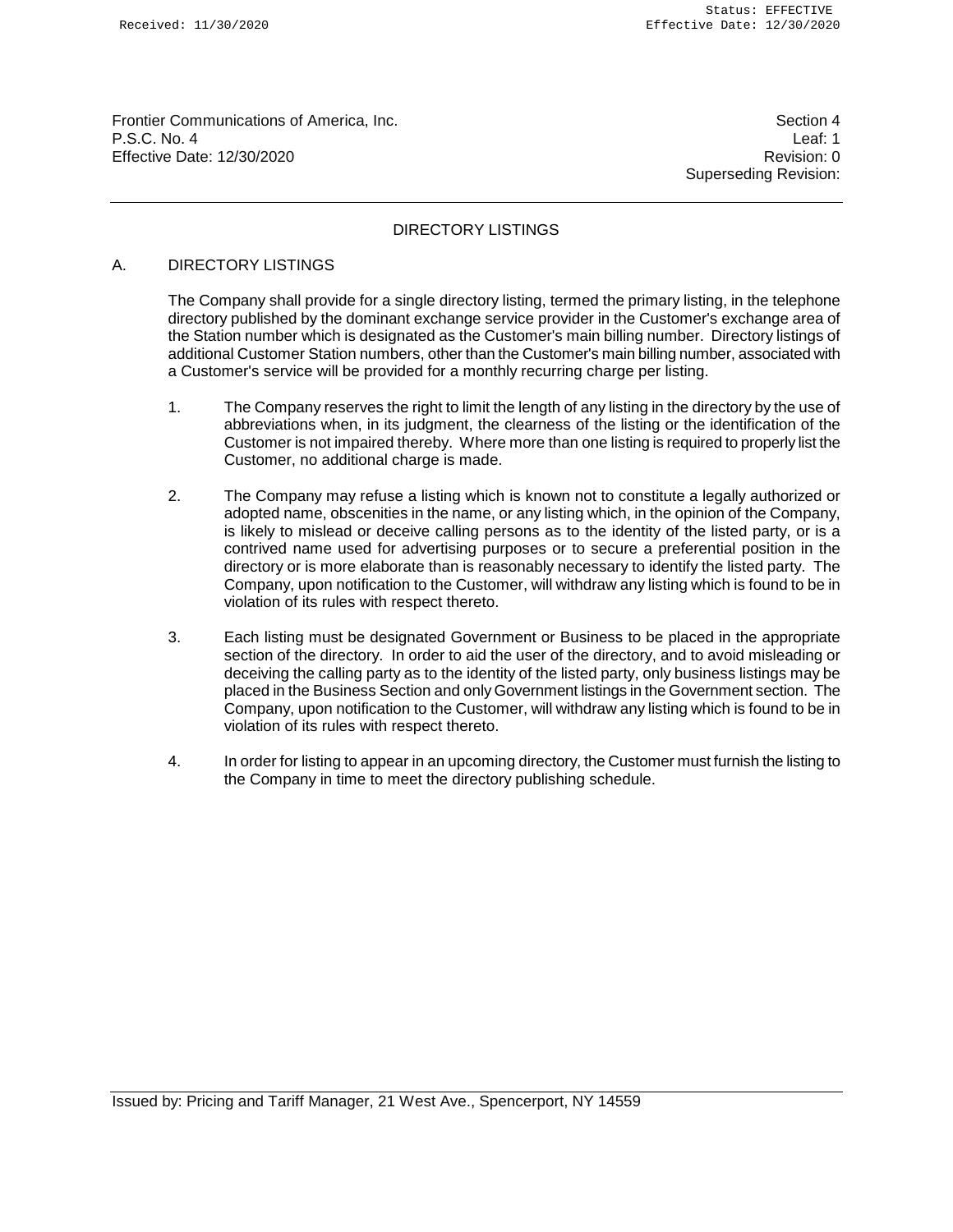Frontier Communications of America, Inc.
P.S.C. No. 4
Effective Date: 12/30/2020

Section 4
Leaf: 1
Revision: 0
Superseding Revision:

# DIRECTORY LISTINGS

## A. DIRECTORY LISTINGS

The Company shall provide for a single directory listing, termed the primary listing, in the telephone directory published by the dominant exchange service provider in the Customer's exchange area of the Station number which is designated as the Customer's main billing number. Directory listings of additional Customer Station numbers, other than the Customer's main billing number, associated with a Customer's service will be provided for a monthly recurring charge per listing.

1. The Company reserves the right to limit the length of any listing in the directory by the use of abbreviations when, in its judgment, the clearness of the listing or the identification of the Customer is not impaired thereby. Where more than one listing is required to properly list the Customer, no additional charge is made.

2. The Company may refuse a listing which is known not to constitute a legally authorized or adopted name, obscenities in the name, or any listing which, in the opinion of the Company, is likely to mislead or deceive calling persons as to the identity of the listed party, or is a contrived name used for advertising purposes or to secure a preferential position in the directory or is more elaborate than is reasonably necessary to identify the listed party. The Company, upon notification to the Customer, will withdraw any listing which is found to be in violation of its rules with respect thereto.

3. Each listing must be designated Government or Business to be placed in the appropriate section of the directory. In order to aid the user of the directory, and to avoid misleading or deceiving the calling party as to the identity of the listed party, only business listings may be placed in the Business Section and only Government listings in the Government section. The Company, upon notification to the Customer, will withdraw any listing which is found to be in violation of its rules with respect thereto.

4. In order for listing to appear in an upcoming directory, the Customer must furnish the listing to the Company in time to meet the directory publishing schedule.

Issued by: Pricing and Tariff Manager, 21 West Ave., Spencerport, NY 14559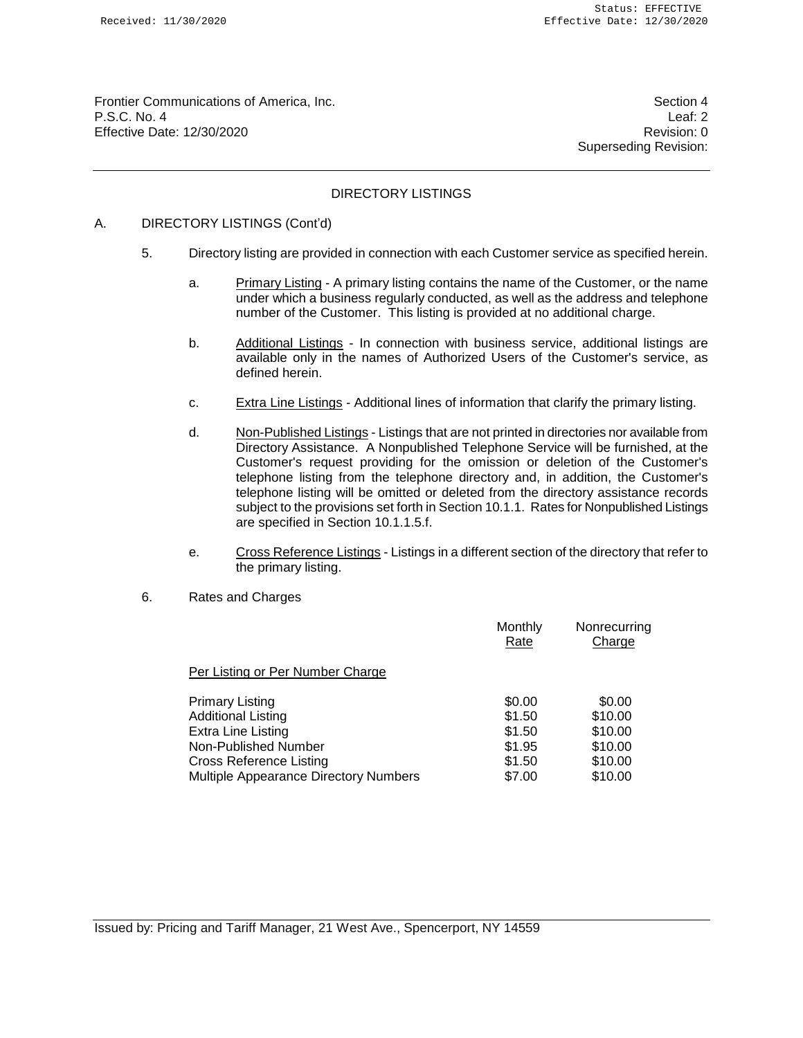Frontier Communications of America, Inc.
P.S.C. No. 4
Effective Date: 12/30/2020

Section 4
Leaf: 2
Revision: 0
Superseding Revision:

## DIRECTORY LISTINGS

A. DIRECTORY LISTINGS (Cont'd)

5. Directory listing are provided in connection with each Customer service as specified herein.

   a. Primary Listing - A primary listing contains the name of the Customer, or the name under which a business regularly conducted, as well as the address and telephone number of the Customer. This listing is provided at no additional charge.

   b. Additional Listings - In connection with business service, additional listings are available only in the names of Authorized Users of the Customer's service, as defined herein.

   c. Extra Line Listings - Additional lines of information that clarify the primary listing.

   d. Non-Published Listings - Listings that are not printed in directories nor available from Directory Assistance. A Nonpublished Telephone Service will be furnished, at the Customer's request providing for the omission or deletion of the Customer's telephone listing from the telephone directory and, in addition, the Customer's telephone listing will be omitted or deleted from the directory assistance records subject to the provisions set forth in Section 10.1.1. Rates for Nonpublished Listings are specified in Section 10.1.1.5.f.

   e. Cross Reference Listings - Listings in a different section of the directory that refer to the primary listing.

6. Rates and Charges

| Per Listing or Per Number Charge | Monthly Rate | Nonrecurring Charge |
|---|---|---|
| Primary Listing | $0.00 | $0.00 |
| Additional Listing | $1.50 | $10.00 |
| Extra Line Listing | $1.50 | $10.00 |
| Non-Published Number | $1.95 | $10.00 |
| Cross Reference Listing | $1.50 | $10.00 |
| Multiple Appearance Directory Numbers | $7.00 | $10.00 |

Issued by: Pricing and Tariff Manager, 21 West Ave., Spencerport, NY 14559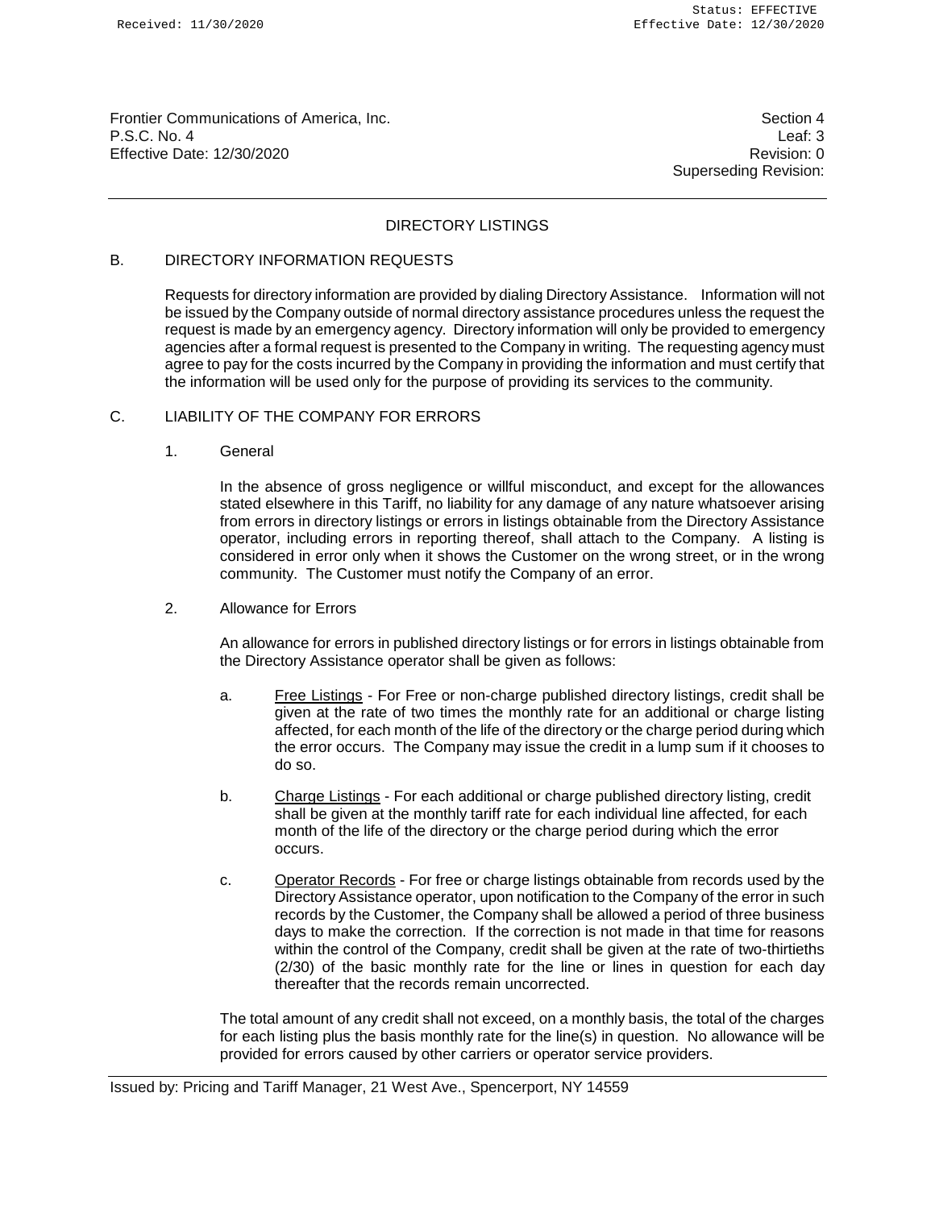## DIRECTORY LISTINGS

### B. DIRECTORY INFORMATION REQUESTS

Requests for directory information are provided by dialing Directory Assistance. Information will not be issued by the Company outside of normal directory assistance procedures unless the request the request is made by an emergency agency. Directory information will only be provided to emergency agencies after a formal request is presented to the Company in writing. The requesting agency must agree to pay for the costs incurred by the Company in providing the information and must certify that the information will be used only for the purpose of providing its services to the community.

### C. LIABILITY OF THE COMPANY FOR ERRORS

1. General

   In the absence of gross negligence or willful misconduct, and except for the allowances stated elsewhere in this Tariff, no liability for any damage of any nature whatsoever arising from errors in directory listings or errors in listings obtainable from the Directory Assistance operator, including errors in reporting thereof, shall attach to the Company. A listing is considered in error only when it shows the Customer on the wrong street, or in the wrong community. The Customer must notify the Company of an error.

2. Allowance for Errors

   An allowance for errors in published directory listings or for errors in listings obtainable from the Directory Assistance operator shall be given as follows:

   a. Free Listings - For Free or non-charge published directory listings, credit shall be given at the rate of two times the monthly rate for an additional or charge listing affected, for each month of the life of the directory or the charge period during which the error occurs. The Company may issue the credit in a lump sum if it chooses to do so.

   b. Charge Listings - For each additional or charge published directory listing, credit shall be given at the monthly tariff rate for each individual line affected, for each month of the life of the directory or the charge period during which the error occurs.

   c. Operator Records - For free or charge listings obtainable from records used by the Directory Assistance operator, upon notification to the Company of the error in such records by the Customer, the Company shall be allowed a period of three business days to make the correction. If the correction is not made in that time for reasons within the control of the Company, credit shall be given at the rate of two-thirtieths (2/30) of the basic monthly rate for the line or lines in question for each day thereafter that the records remain uncorrected.

   The total amount of any credit shall not exceed, on a monthly basis, the total of the charges for each listing plus the basis monthly rate for the line(s) in question. No allowance will be provided for errors caused by other carriers or operator service providers.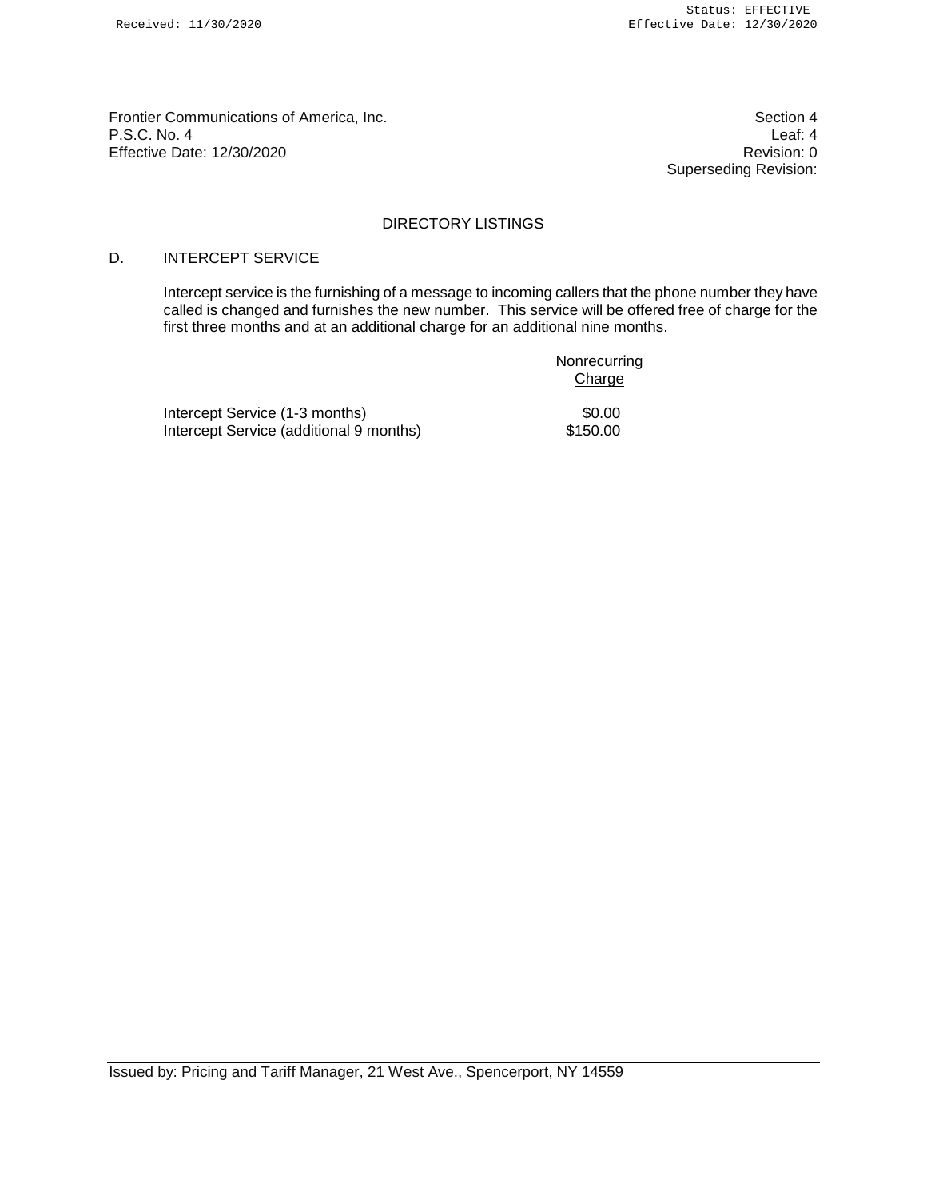Frontier Communications of America, Inc.
P.S.C. No. 4
Effective Date: 12/30/2020

Section 4
Leaf: 4
Revision: 0
Superseding Revision:

## DIRECTORY LISTINGS

### D. INTERCEPT SERVICE

Intercept service is the furnishing of a message to incoming callers that the phone number they have called is changed and furnishes the new number. This service will be offered free of charge for the first three months and at an additional charge for an additional nine months.

| | Nonrecurring Charge |
|---|---|
| Intercept Service (1-3 months) | $0.00 |
| Intercept Service (additional 9 months) | $150.00 |

Issued by: Pricing and Tariff Manager, 21 West Ave., Spencerport, NY 14559